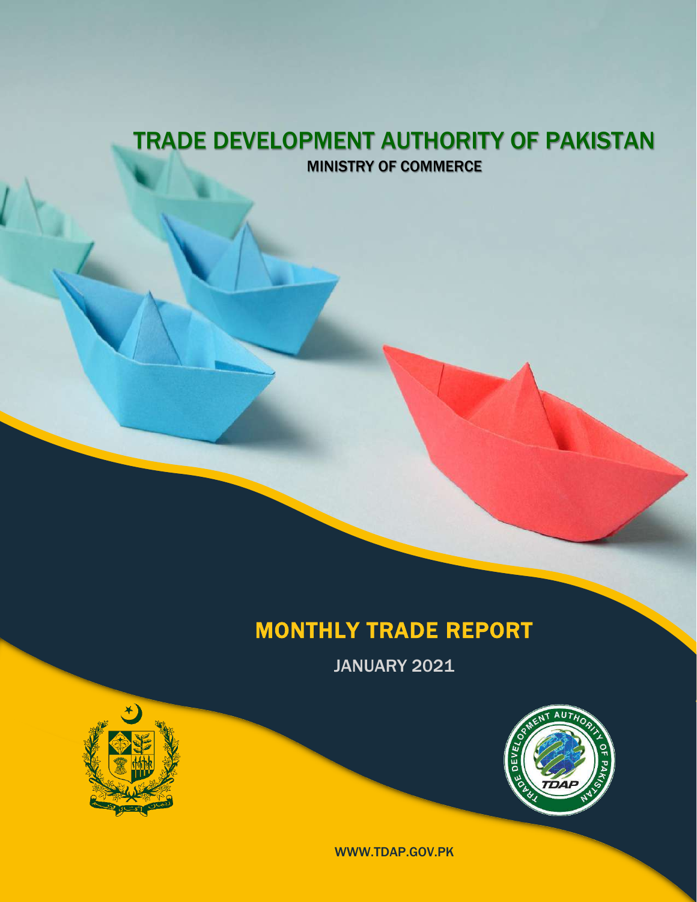# TRADE DEVELOPMENT AUTHORITY OF PAKISTAN

MINISTRY OF COMMERCE

# MONTHLY TRADE REPORT

JANUARY 2021

WWW.TDAP.GOV.PK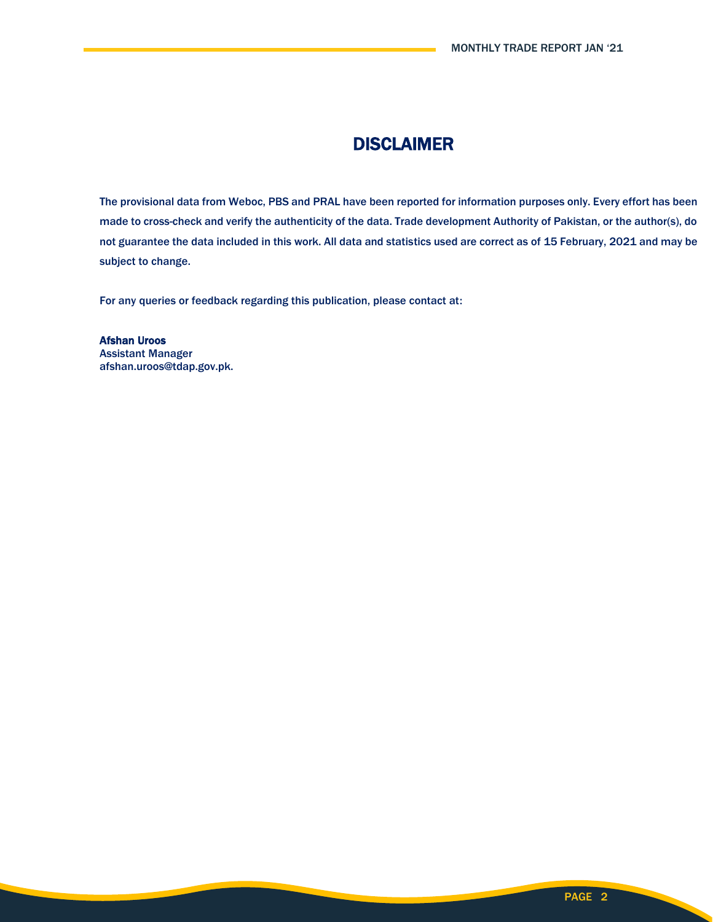# DISCLAIMER

The provisional data from Weboc, PBS and PRAL have been reported for information purposes only. Every effort has been made to cross-check and verify the authenticity of the data. Trade development Authority of Pakistan, or the author(s), do not guarantee the data included in this work. All data and statistics used are correct as of 15 February, 2021 and may be subject to change.

For any queries or feedback regarding this publication, please contact at:

**Afshan Uroos**
Assistant Manager
afshan.uroos@tdap.gov.pk.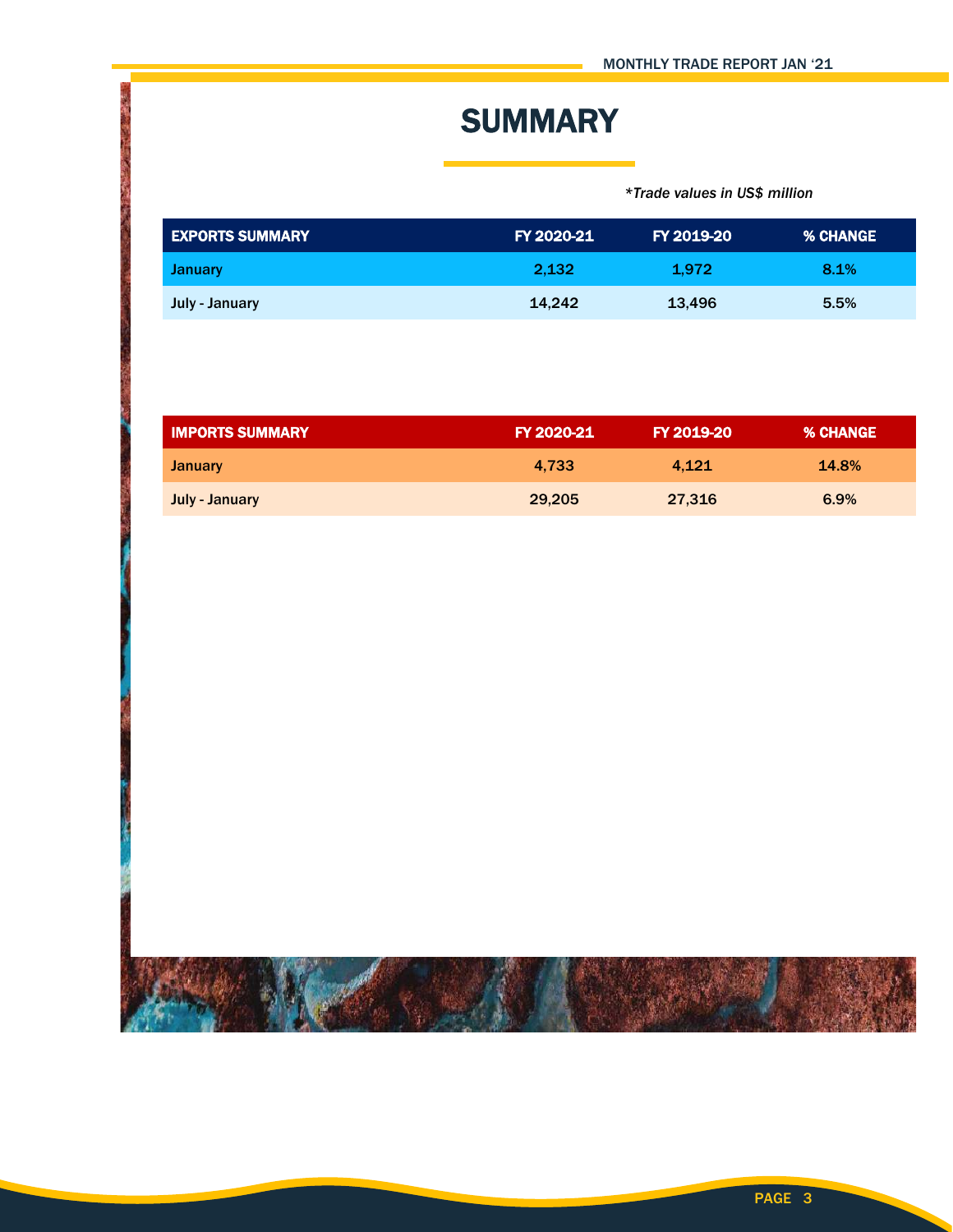# SUMMARY

*\*Trade values in US$ million*

| EXPORTS SUMMARY | FY 2020-21 | FY 2019-20 | % CHANGE |
|---|---|---|---|
| January | 2,132 | 1,972 | 8.1% |
| July - January | 14,242 | 13,496 | 5.5% |

| IMPORTS SUMMARY | FY 2020-21 | FY 2019-20 | % CHANGE |
|---|---|---|---|
| January | 4,733 | 4,121 | 14.8% |
| July - January | 29,205 | 27,316 | 6.9% |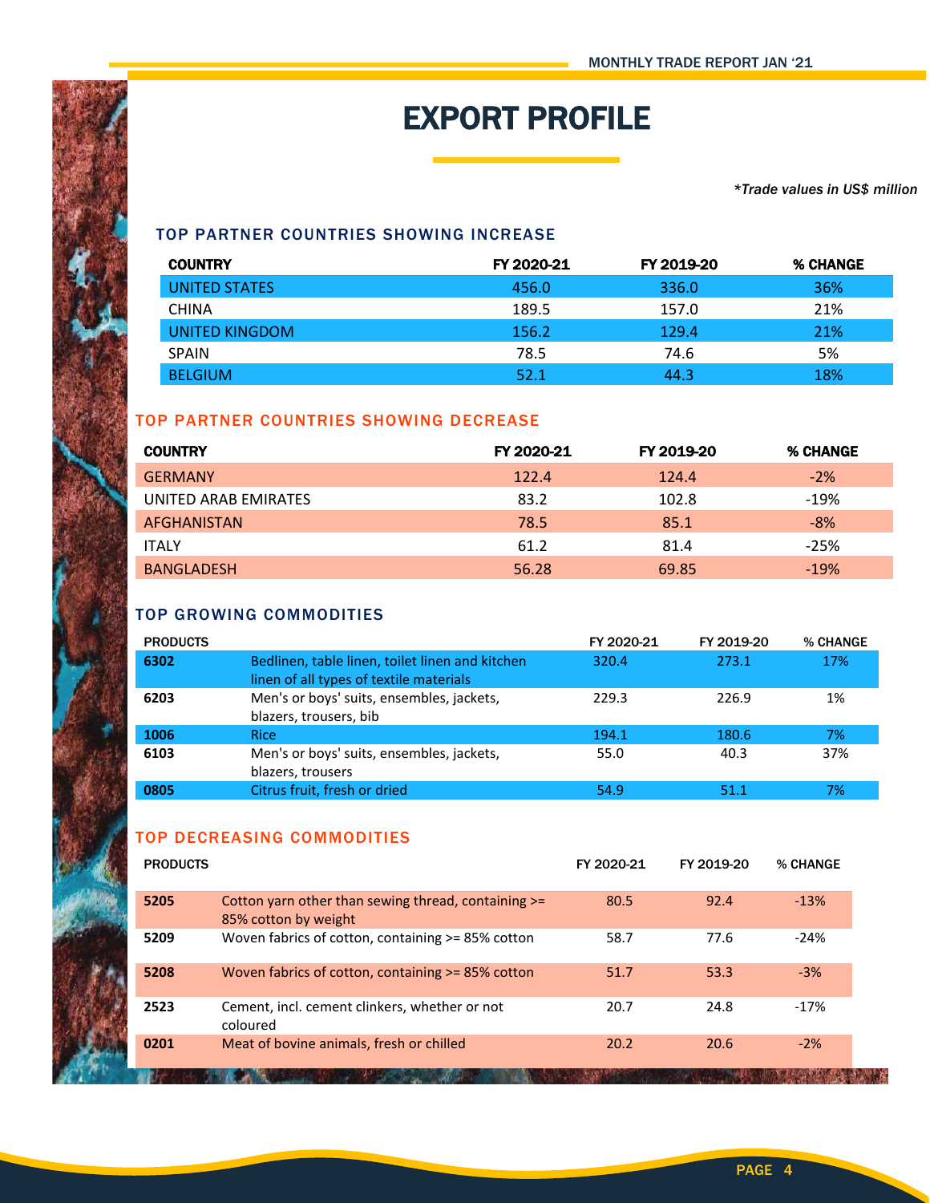# EXPORT PROFILE

*\*Trade values in US$ million*

## TOP PARTNER COUNTRIES SHOWING INCREASE

| COUNTRY | FY 2020-21 | FY 2019-20 | % CHANGE |
|---|---|---|---|
| UNITED STATES | 456.0 | 336.0 | 36% |
| CHINA | 189.5 | 157.0 | 21% |
| UNITED KINGDOM | 156.2 | 129.4 | 21% |
| SPAIN | 78.5 | 74.6 | 5% |
| BELGIUM | 52.1 | 44.3 | 18% |

## TOP PARTNER COUNTRIES SHOWING DECREASE

| COUNTRY | FY 2020-21 | FY 2019-20 | % CHANGE |
|---|---|---|---|
| GERMANY | 122.4 | 124.4 | -2% |
| UNITED ARAB EMIRATES | 83.2 | 102.8 | -19% |
| AFGHANISTAN | 78.5 | 85.1 | -8% |
| ITALY | 61.2 | 81.4 | -25% |
| BANGLADESH | 56.28 | 69.85 | -19% |

## TOP GROWING COMMODITIES

| PRODUCTS | | FY 2020-21 | FY 2019-20 | % CHANGE |
|---|---|---|---|---|
| **6302** | Bedlinen, table linen, toilet linen and kitchen linen of all types of textile materials | 320.4 | 273.1 | 17% |
| **6203** | Men's or boys' suits, ensembles, jackets, blazers, trousers, bib | 229.3 | 226.9 | 1% |
| **1006** | Rice | 194.1 | 180.6 | 7% |
| **6103** | Men's or boys' suits, ensembles, jackets, blazers, trousers | 55.0 | 40.3 | 37% |
| **0805** | Citrus fruit, fresh or dried | 54.9 | 51.1 | 7% |

## TOP DECREASING COMMODITIES

| PRODUCTS | | FY 2020-21 | FY 2019-20 | % CHANGE |
|---|---|---|---|---|
| **5205** | Cotton yarn other than sewing thread, containing >= 85% cotton by weight | 80.5 | 92.4 | -13% |
| **5209** | Woven fabrics of cotton, containing >= 85% cotton | 58.7 | 77.6 | -24% |
| **5208** | Woven fabrics of cotton, containing >= 85% cotton | 51.7 | 53.3 | -3% |
| **2523** | Cement, incl. cement clinkers, whether or not coloured | 20.7 | 24.8 | -17% |
| **0201** | Meat of bovine animals, fresh or chilled | 20.2 | 20.6 | -2% |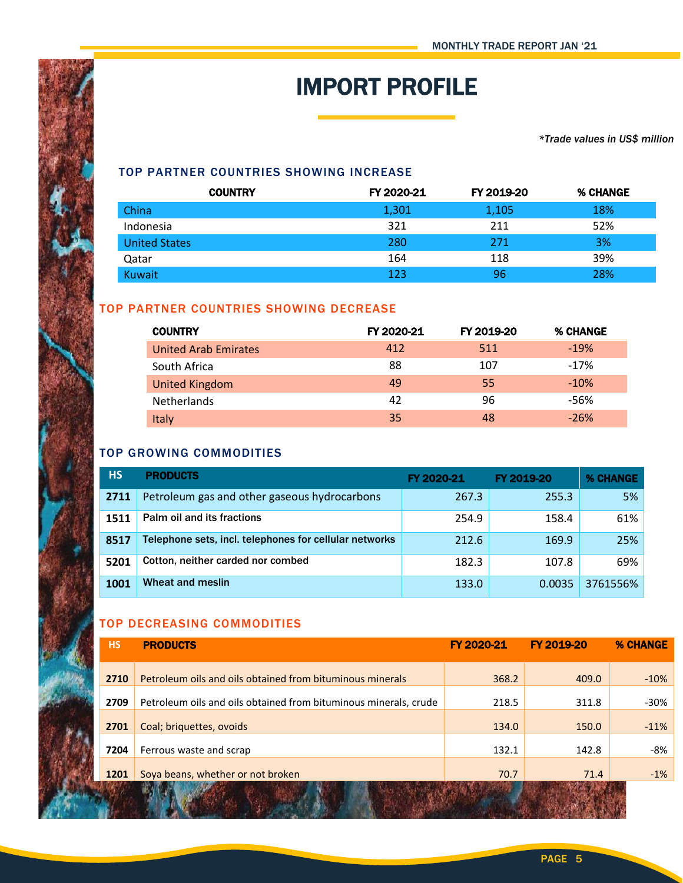# IMPORT PROFILE

*\*Trade values in US$ million*

### TOP PARTNER COUNTRIES SHOWING INCREASE

| COUNTRY | FY 2020-21 | FY 2019-20 | % CHANGE |
|---|---|---|---|
| China | 1,301 | 1,105 | 18% |
| Indonesia | 321 | 211 | 52% |
| United States | 280 | 271 | 3% |
| Qatar | 164 | 118 | 39% |
| Kuwait | 123 | 96 | 28% |

### TOP PARTNER COUNTRIES SHOWING DECREASE

| COUNTRY | FY 2020-21 | FY 2019-20 | % CHANGE |
|---|---|---|---|
| United Arab Emirates | 412 | 511 | -19% |
| South Africa | 88 | 107 | -17% |
| United Kingdom | 49 | 55 | -10% |
| Netherlands | 42 | 96 | -56% |
| Italy | 35 | 48 | -26% |

### TOP GROWING COMMODITIES

| HS | PRODUCTS | FY 2020-21 | FY 2019-20 | % CHANGE |
|---|---|---|---|---|
| 2711 | Petroleum gas and other gaseous hydrocarbons | 267.3 | 255.3 | 5% |
| 1511 | Palm oil and its fractions | 254.9 | 158.4 | 61% |
| 8517 | Telephone sets, incl. telephones for cellular networks | 212.6 | 169.9 | 25% |
| 5201 | Cotton, neither carded nor combed | 182.3 | 107.8 | 69% |
| 1001 | Wheat and meslin | 133.0 | 0.0035 | 3761556% |

### TOP DECREASING COMMODITIES

| HS | PRODUCTS | FY 2020-21 | FY 2019-20 | % CHANGE |
|---|---|---|---|---|
| 2710 | Petroleum oils and oils obtained from bituminous minerals | 368.2 | 409.0 | -10% |
| 2709 | Petroleum oils and oils obtained from bituminous minerals, crude | 218.5 | 311.8 | -30% |
| 2701 | Coal; briquettes, ovoids | 134.0 | 150.0 | -11% |
| 7204 | Ferrous waste and scrap | 132.1 | 142.8 | -8% |
| 1201 | Soya beans, whether or not broken | 70.7 | 71.4 | -1% |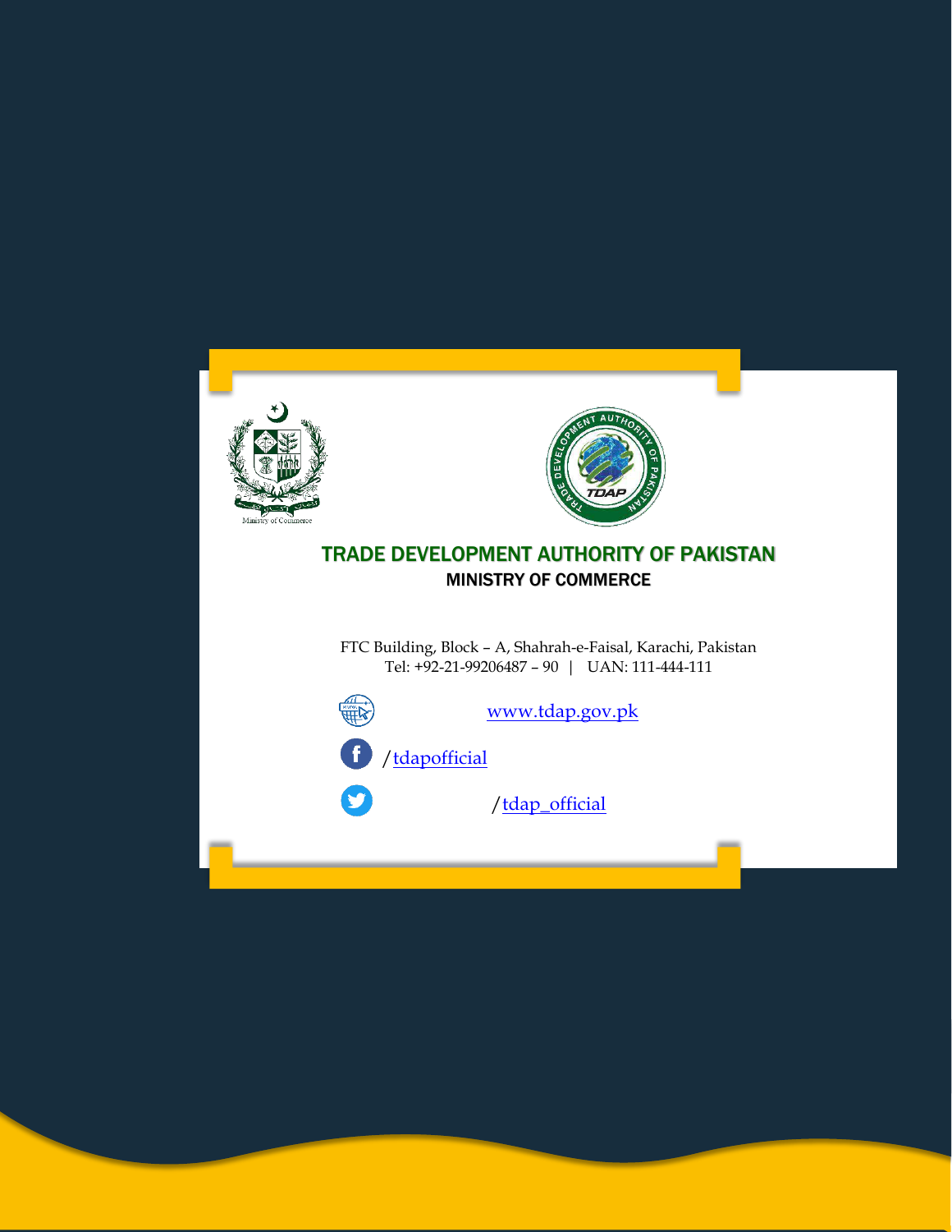Ministry of Commerce

# TRADE DEVELOPMENT AUTHORITY OF PAKISTAN

## MINISTRY OF COMMERCE

FTC Building, Block – A, Shahrah-e-Faisal, Karachi, Pakistan
Tel: +92-21-99206487 – 90 | UAN: 111-444-111

www.tdap.gov.pk

/tdapofficial

/tdap_official